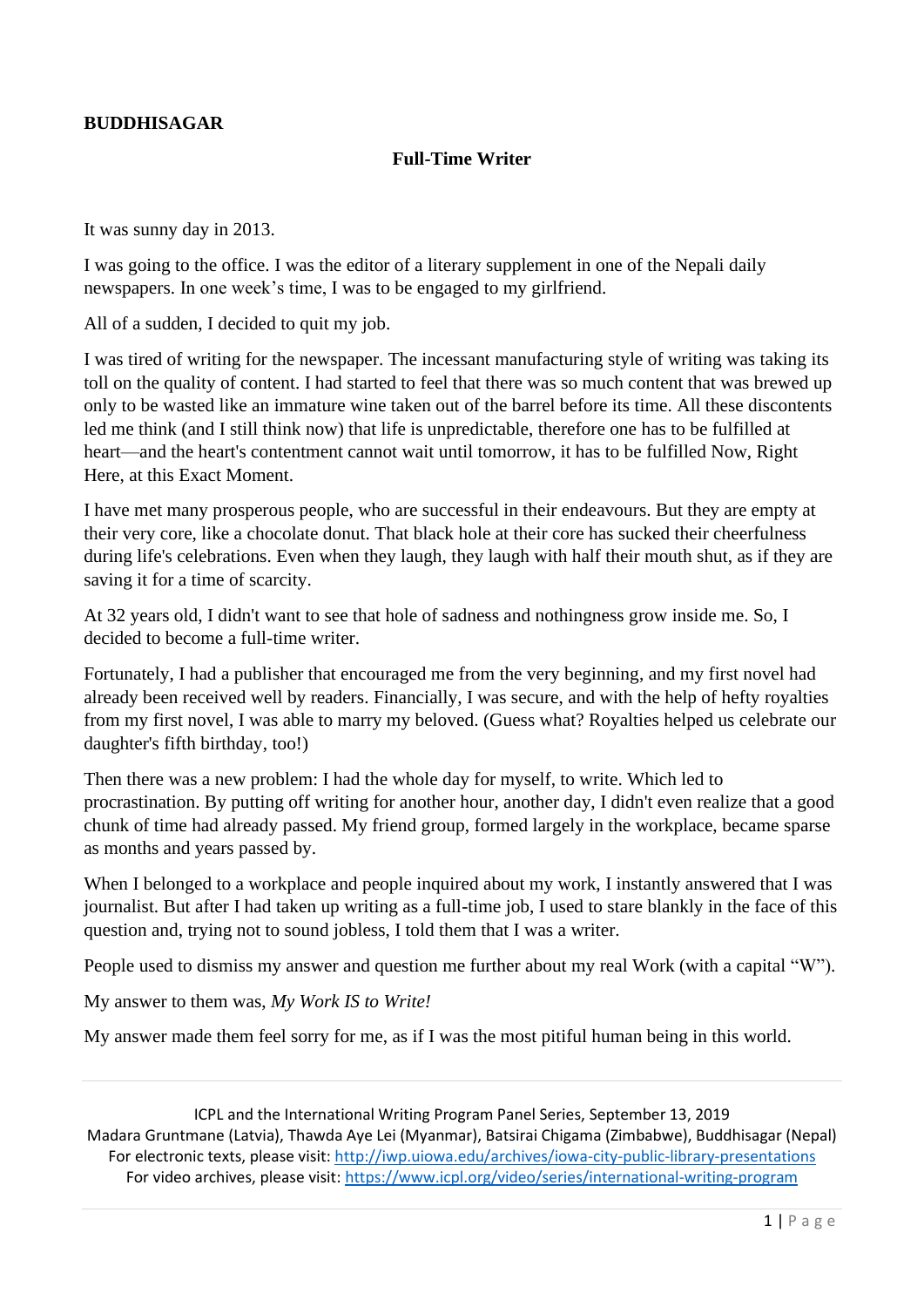**BUDDHISAGAR**

**Full-Time Writer**

It was sunny day in 2013.

I was going to the office. I was the editor of a literary supplement in one of the Nepali daily newspapers. In one week's time, I was to be engaged to my girlfriend.

All of a sudden, I decided to quit my job.

I was tired of writing for the newspaper. The incessant manufacturing style of writing was taking its toll on the quality of content. I had started to feel that there was so much content that was brewed up only to be wasted like an immature wine taken out of the barrel before its time. All these discontents led me think (and I still think now) that life is unpredictable, therefore one has to be fulfilled at heart—and the heart's contentment cannot wait until tomorrow, it has to be fulfilled Now, Right Here, at this Exact Moment.

I have met many prosperous people, who are successful in their endeavours. But they are empty at their very core, like a chocolate donut. That black hole at their core has sucked their cheerfulness during life's celebrations. Even when they laugh, they laugh with half their mouth shut, as if they are saving it for a time of scarcity.

At 32 years old, I didn't want to see that hole of sadness and nothingness grow inside me. So, I decided to become a full-time writer.

Fortunately, I had a publisher that encouraged me from the very beginning, and my first novel had already been received well by readers. Financially, I was secure, and with the help of hefty royalties from my first novel, I was able to marry my beloved. (Guess what? Royalties helped us celebrate our daughter's fifth birthday, too!)

Then there was a new problem: I had the whole day for myself, to write. Which led to procrastination. By putting off writing for another hour, another day, I didn't even realize that a good chunk of time had already passed. My friend group, formed largely in the workplace, became sparse as months and years passed by.

When I belonged to a workplace and people inquired about my work, I instantly answered that I was journalist. But after I had taken up writing as a full-time job, I used to stare blankly in the face of this question and, trying not to sound jobless, I told them that I was a writer.

People used to dismiss my answer and question me further about my real Work (with a capital "W").

My answer to them was, *My Work IS to Write!*

My answer made them feel sorry for me, as if I was the most pitiful human being in this world.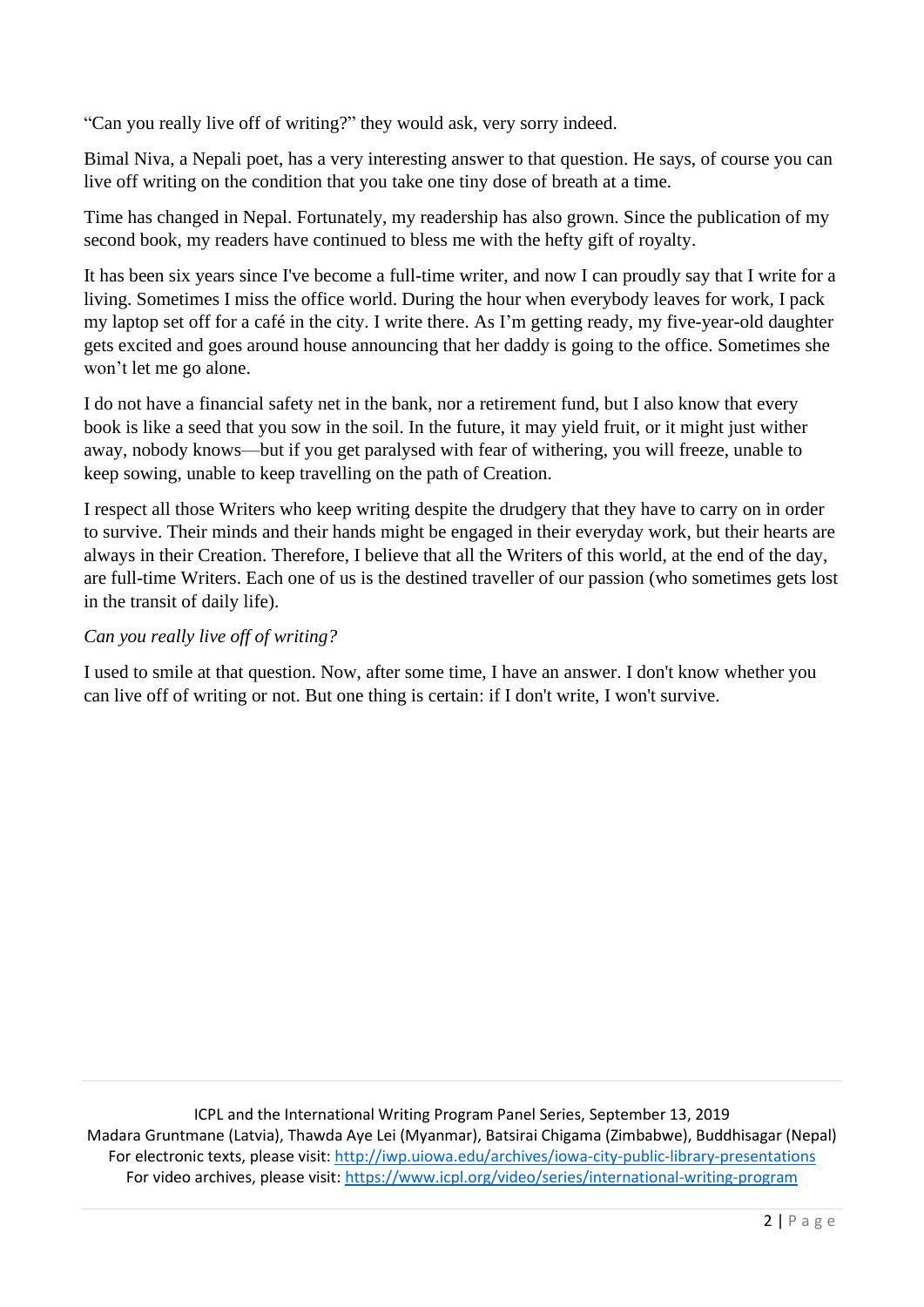"Can you really live off of writing?" they would ask, very sorry indeed.

Bimal Niva, a Nepali poet, has a very interesting answer to that question. He says, of course you can live off writing on the condition that you take one tiny dose of breath at a time.

Time has changed in Nepal. Fortunately, my readership has also grown. Since the publication of my second book, my readers have continued to bless me with the hefty gift of royalty.

It has been six years since I've become a full-time writer, and now I can proudly say that I write for a living. Sometimes I miss the office world. During the hour when everybody leaves for work, I pack my laptop set off for a café in the city. I write there. As I'm getting ready, my five-year-old daughter gets excited and goes around house announcing that her daddy is going to the office. Sometimes she won't let me go alone.

I do not have a financial safety net in the bank, nor a retirement fund, but I also know that every book is like a seed that you sow in the soil. In the future, it may yield fruit, or it might just wither away, nobody knows—but if you get paralysed with fear of withering, you will freeze, unable to keep sowing, unable to keep travelling on the path of Creation.

I respect all those Writers who keep writing despite the drudgery that they have to carry on in order to survive. Their minds and their hands might be engaged in their everyday work, but their hearts are always in their Creation. Therefore, I believe that all the Writers of this world, at the end of the day, are full-time Writers. Each one of us is the destined traveller of our passion (who sometimes gets lost in the transit of daily life).

*Can you really live off of writing?*

I used to smile at that question. Now, after some time, I have an answer. I don't know whether you can live off of writing or not. But one thing is certain: if I don't write, I won't survive.